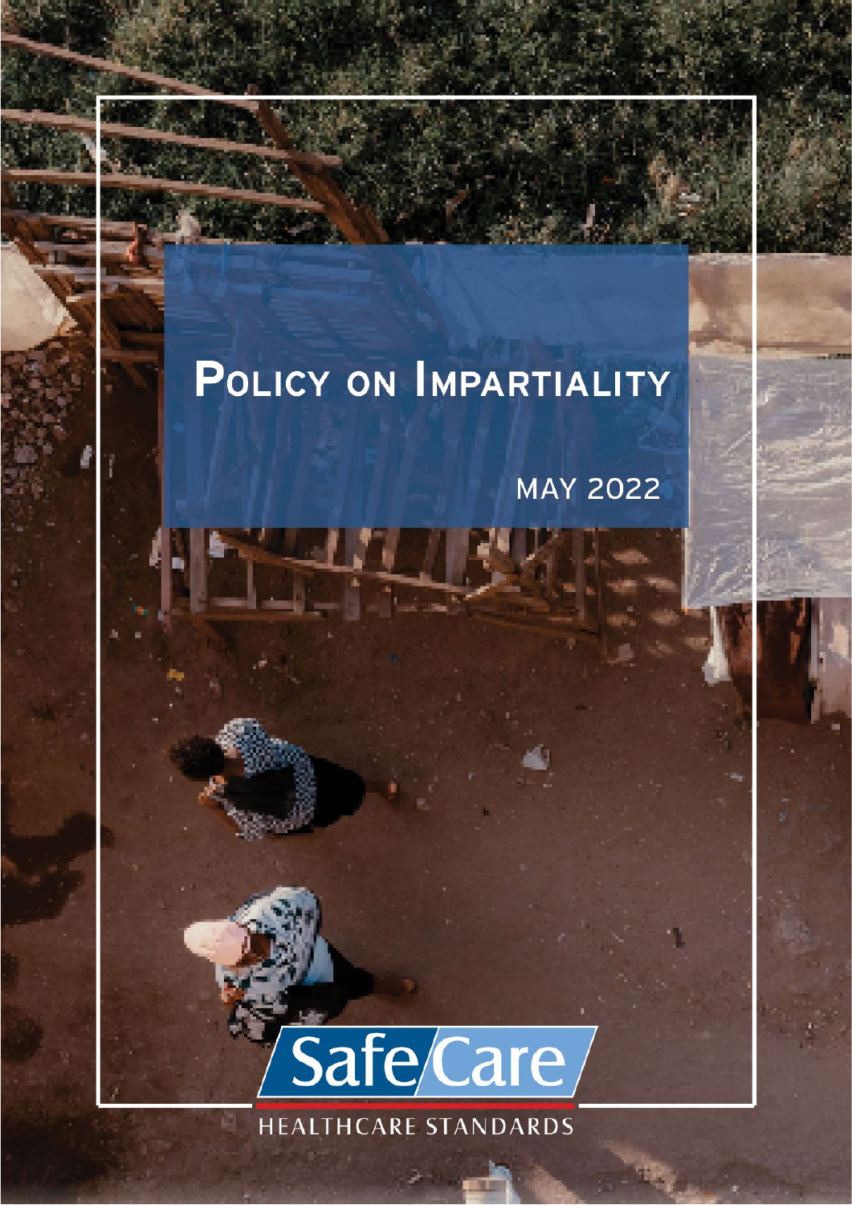# Policy on Impartiality

MAY 2022

SafeCare

HEALTHCARE STANDARDS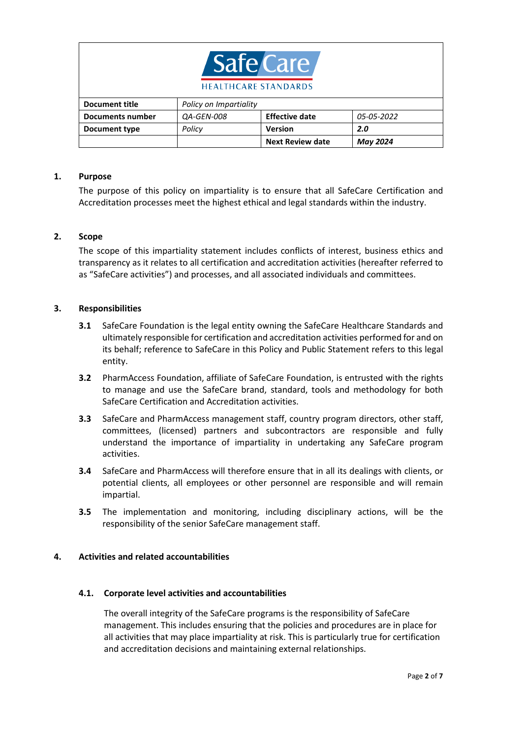| Document title | *Policy on Impartiality* | | |
|---|---|---|---|
| **Documents number** | *QA-GEN-008* | **Effective date** | *05-05-2022* |
| **Document type** | *Policy* | **Version** | ***2.0*** |
| | | **Next Review date** | ***May 2024*** |

## 1. Purpose

The purpose of this policy on impartiality is to ensure that all SafeCare Certification and Accreditation processes meet the highest ethical and legal standards within the industry.

## 2. Scope

The scope of this impartiality statement includes conflicts of interest, business ethics and transparency as it relates to all certification and accreditation activities (hereafter referred to as “SafeCare activities”) and processes, and all associated individuals and committees.

## 3. Responsibilities

**3.1** SafeCare Foundation is the legal entity owning the SafeCare Healthcare Standards and ultimately responsible for certification and accreditation activities performed for and on its behalf; reference to SafeCare in this Policy and Public Statement refers to this legal entity.

**3.2** PharmAccess Foundation, affiliate of SafeCare Foundation, is entrusted with the rights to manage and use the SafeCare brand, standard, tools and methodology for both SafeCare Certification and Accreditation activities.

**3.3** SafeCare and PharmAccess management staff, country program directors, other staff, committees, (licensed) partners and subcontractors are responsible and fully understand the importance of impartiality in undertaking any SafeCare program activities.

**3.4** SafeCare and PharmAccess will therefore ensure that in all its dealings with clients, or potential clients, all employees or other personnel are responsible and will remain impartial.

**3.5** The implementation and monitoring, including disciplinary actions, will be the responsibility of the senior SafeCare management staff.

## 4. Activities and related accountabilities

### 4.1. Corporate level activities and accountabilities

The overall integrity of the SafeCare programs is the responsibility of SafeCare management. This includes ensuring that the policies and procedures are in place for all activities that may place impartiality at risk. This is particularly true for certification and accreditation decisions and maintaining external relationships.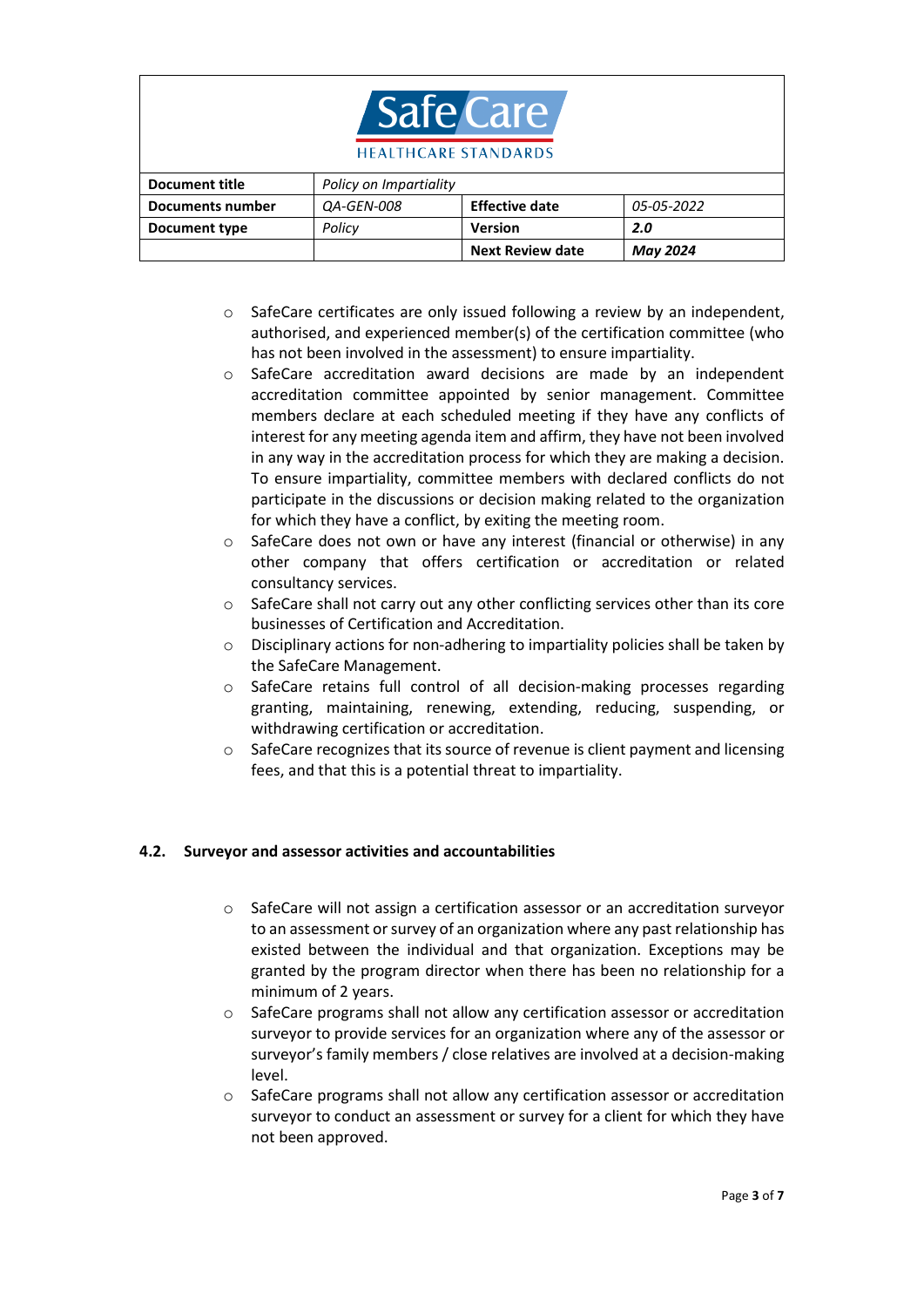- SafeCare certificates are only issued following a review by an independent, authorised, and experienced member(s) of the certification committee (who has not been involved in the assessment) to ensure impartiality.
- SafeCare accreditation award decisions are made by an independent accreditation committee appointed by senior management. Committee members declare at each scheduled meeting if they have any conflicts of interest for any meeting agenda item and affirm, they have not been involved in any way in the accreditation process for which they are making a decision. To ensure impartiality, committee members with declared conflicts do not participate in the discussions or decision making related to the organization for which they have a conflict, by exiting the meeting room.
- SafeCare does not own or have any interest (financial or otherwise) in any other company that offers certification or accreditation or related consultancy services.
- SafeCare shall not carry out any other conflicting services other than its core businesses of Certification and Accreditation.
- Disciplinary actions for non-adhering to impartiality policies shall be taken by the SafeCare Management.
- SafeCare retains full control of all decision-making processes regarding granting, maintaining, renewing, extending, reducing, suspending, or withdrawing certification or accreditation.
- SafeCare recognizes that its source of revenue is client payment and licensing fees, and that this is a potential threat to impartiality.

### 4.2. Surveyor and assessor activities and accountabilities

- SafeCare will not assign a certification assessor or an accreditation surveyor to an assessment or survey of an organization where any past relationship has existed between the individual and that organization. Exceptions may be granted by the program director when there has been no relationship for a minimum of 2 years.
- SafeCare programs shall not allow any certification assessor or accreditation surveyor to provide services for an organization where any of the assessor or surveyor's family members / close relatives are involved at a decision-making level.
- SafeCare programs shall not allow any certification assessor or accreditation surveyor to conduct an assessment or survey for a client for which they have not been approved.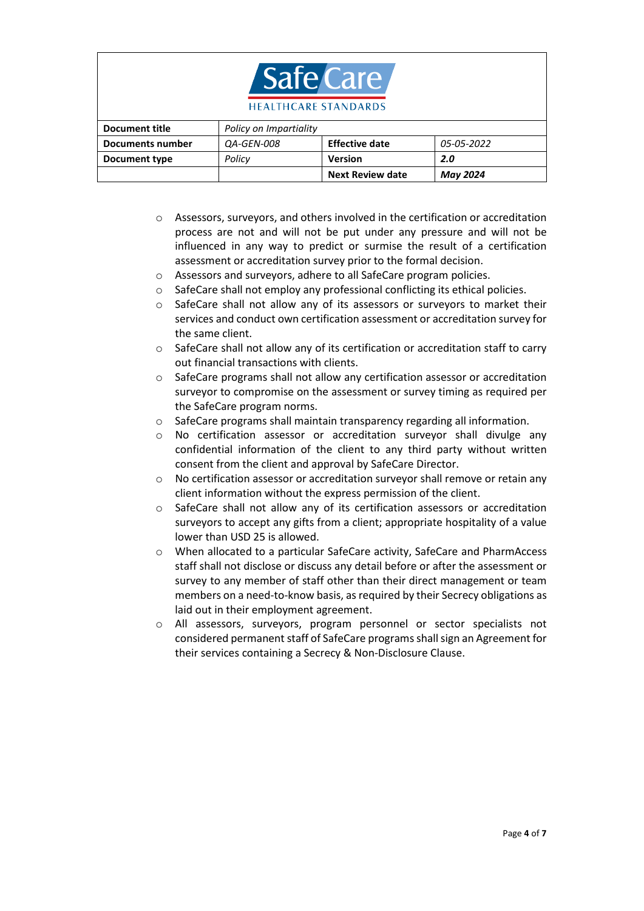- Assessors, surveyors, and others involved in the certification or accreditation process are not and will not be put under any pressure and will not be influenced in any way to predict or surmise the result of a certification assessment or accreditation survey prior to the formal decision.
- Assessors and surveyors, adhere to all SafeCare program policies.
- SafeCare shall not employ any professional conflicting its ethical policies.
- SafeCare shall not allow any of its assessors or surveyors to market their services and conduct own certification assessment or accreditation survey for the same client.
- SafeCare shall not allow any of its certification or accreditation staff to carry out financial transactions with clients.
- SafeCare programs shall not allow any certification assessor or accreditation surveyor to compromise on the assessment or survey timing as required per the SafeCare program norms.
- SafeCare programs shall maintain transparency regarding all information.
- No certification assessor or accreditation surveyor shall divulge any confidential information of the client to any third party without written consent from the client and approval by SafeCare Director.
- No certification assessor or accreditation surveyor shall remove or retain any client information without the express permission of the client.
- SafeCare shall not allow any of its certification assessors or accreditation surveyors to accept any gifts from a client; appropriate hospitality of a value lower than USD 25 is allowed.
- When allocated to a particular SafeCare activity, SafeCare and PharmAccess staff shall not disclose or discuss any detail before or after the assessment or survey to any member of staff other than their direct management or team members on a need-to-know basis, as required by their Secrecy obligations as laid out in their employment agreement.
- All assessors, surveyors, program personnel or sector specialists not considered permanent staff of SafeCare programs shall sign an Agreement for their services containing a Secrecy & Non-Disclosure Clause.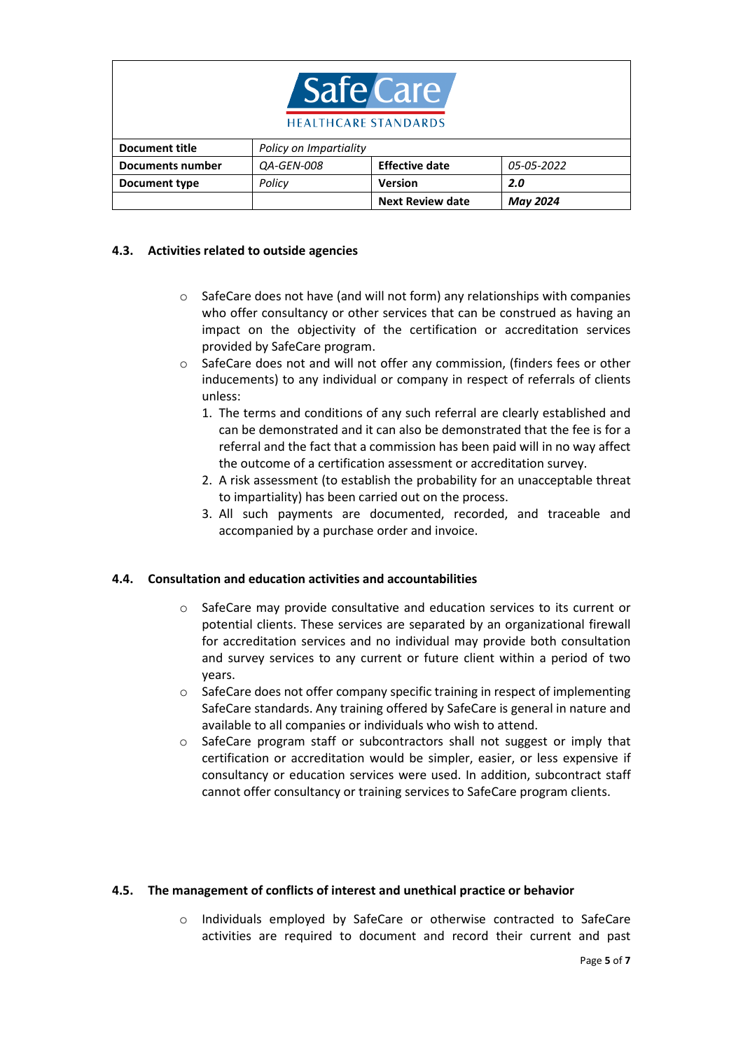### 4.3. Activities related to outside agencies

- SafeCare does not have (and will not form) any relationships with companies who offer consultancy or other services that can be construed as having an impact on the objectivity of the certification or accreditation services provided by SafeCare program.
- SafeCare does not and will not offer any commission, (finders fees or other inducements) to any individual or company in respect of referrals of clients unless:
  1. The terms and conditions of any such referral are clearly established and can be demonstrated and it can also be demonstrated that the fee is for a referral and the fact that a commission has been paid will in no way affect the outcome of a certification assessment or accreditation survey.
  2. A risk assessment (to establish the probability for an unacceptable threat to impartiality) has been carried out on the process.
  3. All such payments are documented, recorded, and traceable and accompanied by a purchase order and invoice.

### 4.4. Consultation and education activities and accountabilities

- SafeCare may provide consultative and education services to its current or potential clients. These services are separated by an organizational firewall for accreditation services and no individual may provide both consultation and survey services to any current or future client within a period of two years.
- SafeCare does not offer company specific training in respect of implementing SafeCare standards. Any training offered by SafeCare is general in nature and available to all companies or individuals who wish to attend.
- SafeCare program staff or subcontractors shall not suggest or imply that certification or accreditation would be simpler, easier, or less expensive if consultancy or education services were used. In addition, subcontract staff cannot offer consultancy or training services to SafeCare program clients.

### 4.5. The management of conflicts of interest and unethical practice or behavior

- Individuals employed by SafeCare or otherwise contracted to SafeCare activities are required to document and record their current and past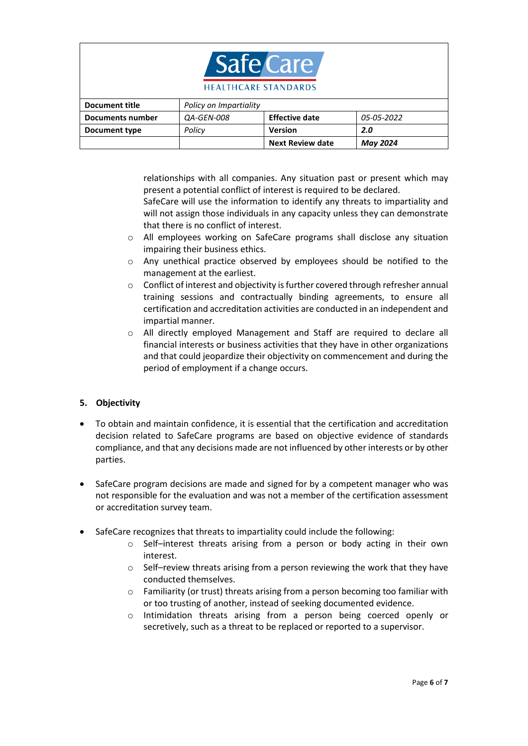relationships with all companies. Any situation past or present which may present a potential conflict of interest is required to be declared.
SafeCare will use the information to identify any threats to impartiality and will not assign those individuals in any capacity unless they can demonstrate that there is no conflict of interest.

- All employees working on SafeCare programs shall disclose any situation impairing their business ethics.
- Any unethical practice observed by employees should be notified to the management at the earliest.
- Conflict of interest and objectivity is further covered through refresher annual training sessions and contractually binding agreements, to ensure all certification and accreditation activities are conducted in an independent and impartial manner.
- All directly employed Management and Staff are required to declare all financial interests or business activities that they have in other organizations and that could jeopardize their objectivity on commencement and during the period of employment if a change occurs.

## 5. Objectivity

- To obtain and maintain confidence, it is essential that the certification and accreditation decision related to SafeCare programs are based on objective evidence of standards compliance, and that any decisions made are not influenced by other interests or by other parties.

- SafeCare program decisions are made and signed for by a competent manager who was not responsible for the evaluation and was not a member of the certification assessment or accreditation survey team.

- SafeCare recognizes that threats to impartiality could include the following:
  - Self–interest threats arising from a person or body acting in their own interest.
  - Self–review threats arising from a person reviewing the work that they have conducted themselves.
  - Familiarity (or trust) threats arising from a person becoming too familiar with or too trusting of another, instead of seeking documented evidence.
  - Intimidation threats arising from a person being coerced openly or secretively, such as a threat to be replaced or reported to a supervisor.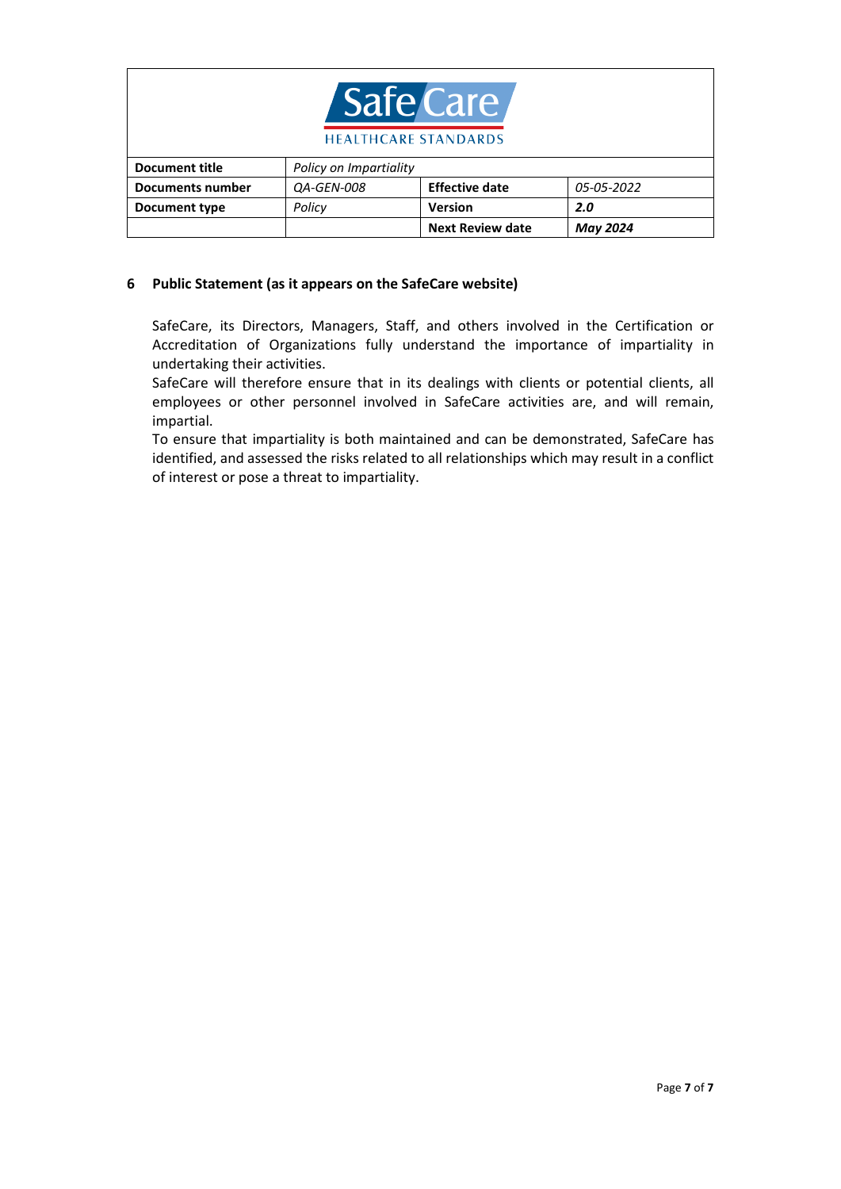SafeCare
HEALTHCARE STANDARDS

| | | | |
|---|---|---|---|
| **Document title** | *Policy on Impartiality* | | |
| **Documents number** | *QA-GEN-008* | **Effective date** | *05-05-2022* |
| **Document type** | *Policy* | **Version** | ***2.0*** |
| | | **Next Review date** | ***May 2024*** |

## 6 Public Statement (as it appears on the SafeCare website)

SafeCare, its Directors, Managers, Staff, and others involved in the Certification or Accreditation of Organizations fully understand the importance of impartiality in undertaking their activities.

SafeCare will therefore ensure that in its dealings with clients or potential clients, all employees or other personnel involved in SafeCare activities are, and will remain, impartial.

To ensure that impartiality is both maintained and can be demonstrated, SafeCare has identified, and assessed the risks related to all relationships which may result in a conflict of interest or pose a threat to impartiality.